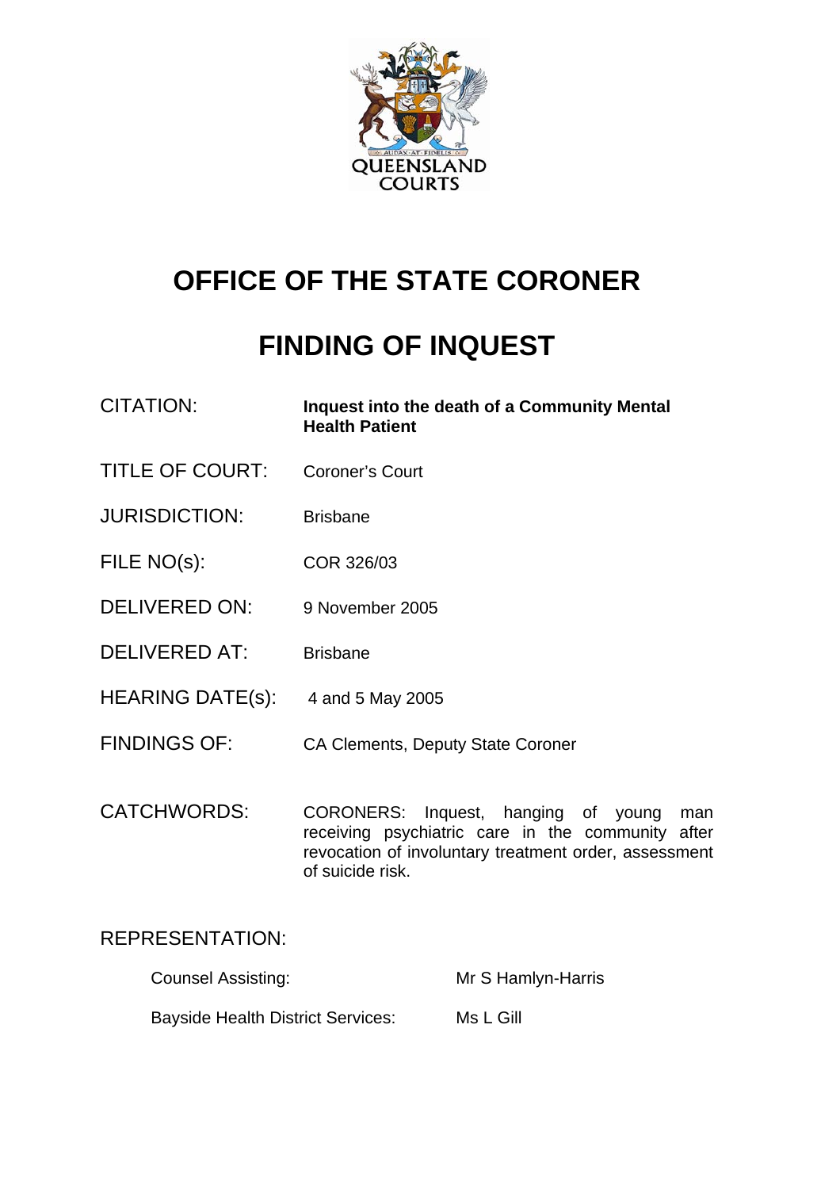QUEENSLAND COURTS

# OFFICE OF THE STATE CORONER

# FINDING OF INQUEST

| | |
|---|---|
| CITATION: | **Inquest into the death of a Community Mental Health Patient** |
| TITLE OF COURT: | Coroner's Court |
| JURISDICTION: | Brisbane |
| FILE NO(s): | COR 326/03 |
| DELIVERED ON: | 9 November 2005 |
| DELIVERED AT: | Brisbane |
| HEARING DATE(s): | 4 and 5 May 2005 |
| FINDINGS OF: | CA Clements, Deputy State Coroner |
| CATCHWORDS: | CORONERS: Inquest, hanging of young man receiving psychiatric care in the community after revocation of involuntary treatment order, assessment of suicide risk. |

REPRESENTATION:

| | |
|---|---|
| Counsel Assisting: | Mr S Hamlyn-Harris |
| Bayside Health District Services: | Ms L Gill |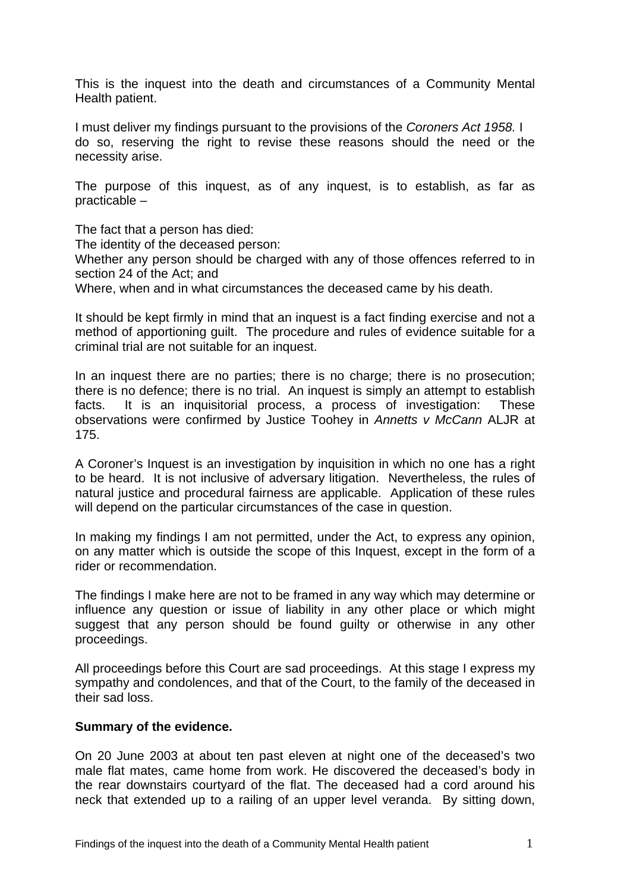This is the inquest into the death and circumstances of a Community Mental Health patient.

I must deliver my findings pursuant to the provisions of the *Coroners Act 1958.* I do so, reserving the right to revise these reasons should the need or the necessity arise.

The purpose of this inquest, as of any inquest, is to establish, as far as practicable –

The fact that a person has died:
The identity of the deceased person:
Whether any person should be charged with any of those offences referred to in section 24 of the Act; and
Where, when and in what circumstances the deceased came by his death.

It should be kept firmly in mind that an inquest is a fact finding exercise and not a method of apportioning guilt. The procedure and rules of evidence suitable for a criminal trial are not suitable for an inquest.

In an inquest there are no parties; there is no charge; there is no prosecution; there is no defence; there is no trial. An inquest is simply an attempt to establish facts. It is an inquisitorial process, a process of investigation: These observations were confirmed by Justice Toohey in *Annetts v McCann* ALJR at 175.

A Coroner's Inquest is an investigation by inquisition in which no one has a right to be heard. It is not inclusive of adversary litigation. Nevertheless, the rules of natural justice and procedural fairness are applicable. Application of these rules will depend on the particular circumstances of the case in question.

In making my findings I am not permitted, under the Act, to express any opinion, on any matter which is outside the scope of this Inquest, except in the form of a rider or recommendation.

The findings I make here are not to be framed in any way which may determine or influence any question or issue of liability in any other place or which might suggest that any person should be found guilty or otherwise in any other proceedings.

All proceedings before this Court are sad proceedings. At this stage I express my sympathy and condolences, and that of the Court, to the family of the deceased in their sad loss.

**Summary of the evidence.**

On 20 June 2003 at about ten past eleven at night one of the deceased's two male flat mates, came home from work. He discovered the deceased's body in the rear downstairs courtyard of the flat. The deceased had a cord around his neck that extended up to a railing of an upper level veranda. By sitting down,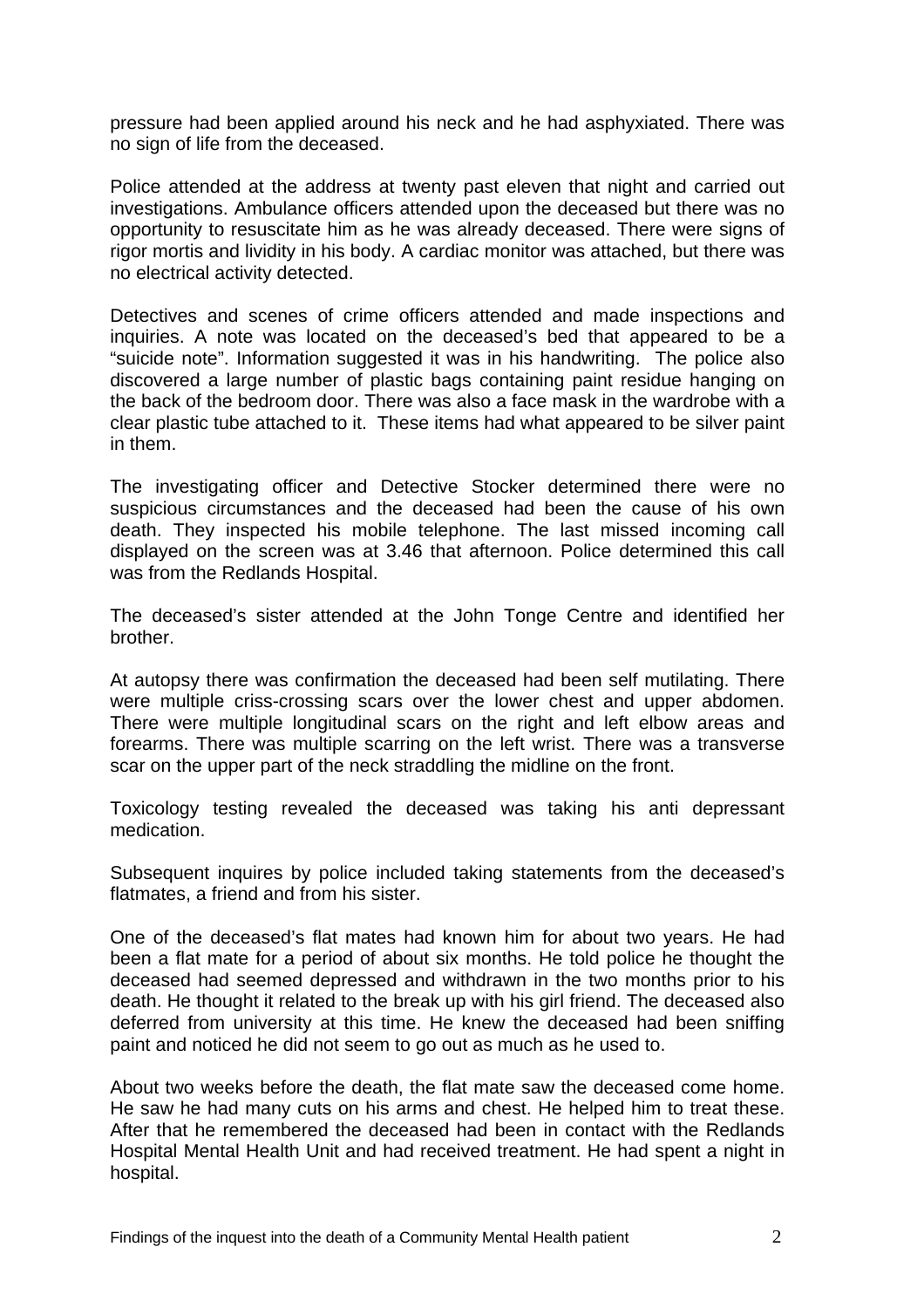pressure had been applied around his neck and he had asphyxiated. There was no sign of life from the deceased.

Police attended at the address at twenty past eleven that night and carried out investigations. Ambulance officers attended upon the deceased but there was no opportunity to resuscitate him as he was already deceased. There were signs of rigor mortis and lividity in his body. A cardiac monitor was attached, but there was no electrical activity detected.

Detectives and scenes of crime officers attended and made inspections and inquiries. A note was located on the deceased's bed that appeared to be a "suicide note". Information suggested it was in his handwriting. The police also discovered a large number of plastic bags containing paint residue hanging on the back of the bedroom door. There was also a face mask in the wardrobe with a clear plastic tube attached to it. These items had what appeared to be silver paint in them.

The investigating officer and Detective Stocker determined there were no suspicious circumstances and the deceased had been the cause of his own death. They inspected his mobile telephone. The last missed incoming call displayed on the screen was at 3.46 that afternoon. Police determined this call was from the Redlands Hospital.

The deceased's sister attended at the John Tonge Centre and identified her brother.

At autopsy there was confirmation the deceased had been self mutilating. There were multiple criss-crossing scars over the lower chest and upper abdomen. There were multiple longitudinal scars on the right and left elbow areas and forearms. There was multiple scarring on the left wrist. There was a transverse scar on the upper part of the neck straddling the midline on the front.

Toxicology testing revealed the deceased was taking his anti depressant medication.

Subsequent inquires by police included taking statements from the deceased's flatmates, a friend and from his sister.

One of the deceased's flat mates had known him for about two years. He had been a flat mate for a period of about six months. He told police he thought the deceased had seemed depressed and withdrawn in the two months prior to his death. He thought it related to the break up with his girl friend. The deceased also deferred from university at this time. He knew the deceased had been sniffing paint and noticed he did not seem to go out as much as he used to.

About two weeks before the death, the flat mate saw the deceased come home. He saw he had many cuts on his arms and chest. He helped him to treat these. After that he remembered the deceased had been in contact with the Redlands Hospital Mental Health Unit and had received treatment. He had spent a night in hospital.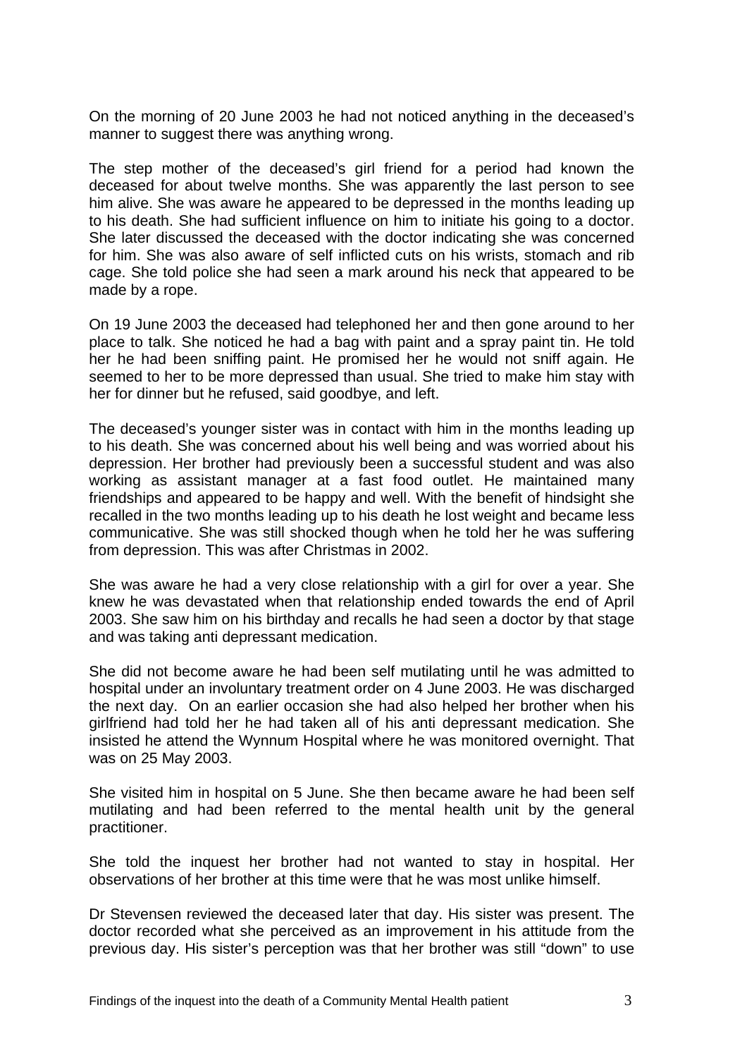On the morning of 20 June 2003 he had not noticed anything in the deceased's manner to suggest there was anything wrong.

The step mother of the deceased's girl friend for a period had known the deceased for about twelve months. She was apparently the last person to see him alive. She was aware he appeared to be depressed in the months leading up to his death. She had sufficient influence on him to initiate his going to a doctor. She later discussed the deceased with the doctor indicating she was concerned for him. She was also aware of self inflicted cuts on his wrists, stomach and rib cage. She told police she had seen a mark around his neck that appeared to be made by a rope.

On 19 June 2003 the deceased had telephoned her and then gone around to her place to talk. She noticed he had a bag with paint and a spray paint tin. He told her he had been sniffing paint. He promised her he would not sniff again. He seemed to her to be more depressed than usual. She tried to make him stay with her for dinner but he refused, said goodbye, and left.

The deceased's younger sister was in contact with him in the months leading up to his death. She was concerned about his well being and was worried about his depression. Her brother had previously been a successful student and was also working as assistant manager at a fast food outlet. He maintained many friendships and appeared to be happy and well. With the benefit of hindsight she recalled in the two months leading up to his death he lost weight and became less communicative. She was still shocked though when he told her he was suffering from depression. This was after Christmas in 2002.

She was aware he had a very close relationship with a girl for over a year. She knew he was devastated when that relationship ended towards the end of April 2003. She saw him on his birthday and recalls he had seen a doctor by that stage and was taking anti depressant medication.

She did not become aware he had been self mutilating until he was admitted to hospital under an involuntary treatment order on 4 June 2003. He was discharged the next day. On an earlier occasion she had also helped her brother when his girlfriend had told her he had taken all of his anti depressant medication. She insisted he attend the Wynnum Hospital where he was monitored overnight. That was on 25 May 2003.

She visited him in hospital on 5 June. She then became aware he had been self mutilating and had been referred to the mental health unit by the general practitioner.

She told the inquest her brother had not wanted to stay in hospital. Her observations of her brother at this time were that he was most unlike himself.

Dr Stevensen reviewed the deceased later that day. His sister was present. The doctor recorded what she perceived as an improvement in his attitude from the previous day. His sister's perception was that her brother was still "down" to use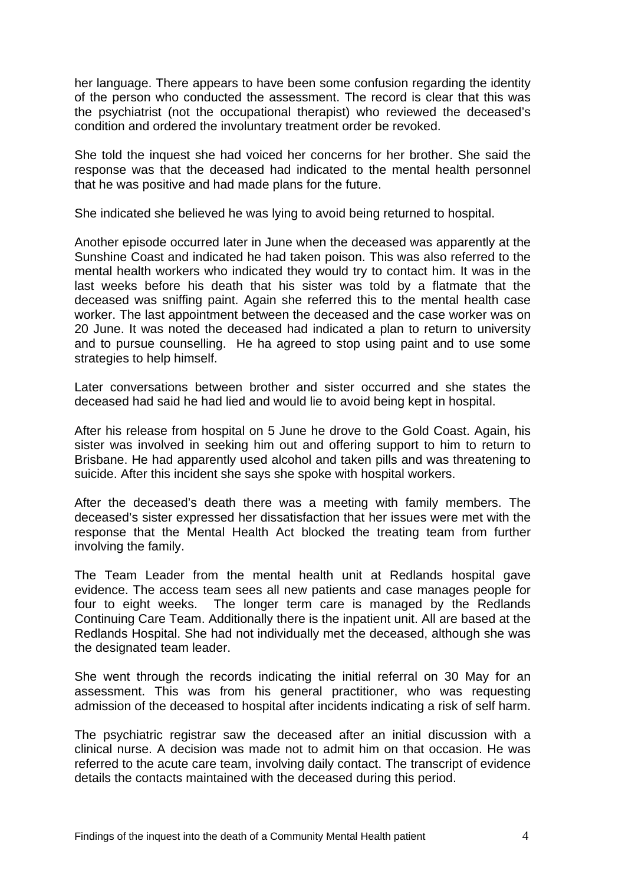her language. There appears to have been some confusion regarding the identity of the person who conducted the assessment. The record is clear that this was the psychiatrist (not the occupational therapist) who reviewed the deceased's condition and ordered the involuntary treatment order be revoked.

She told the inquest she had voiced her concerns for her brother. She said the response was that the deceased had indicated to the mental health personnel that he was positive and had made plans for the future.

She indicated she believed he was lying to avoid being returned to hospital.

Another episode occurred later in June when the deceased was apparently at the Sunshine Coast and indicated he had taken poison. This was also referred to the mental health workers who indicated they would try to contact him. It was in the last weeks before his death that his sister was told by a flatmate that the deceased was sniffing paint. Again she referred this to the mental health case worker. The last appointment between the deceased and the case worker was on 20 June. It was noted the deceased had indicated a plan to return to university and to pursue counselling. He ha agreed to stop using paint and to use some strategies to help himself.

Later conversations between brother and sister occurred and she states the deceased had said he had lied and would lie to avoid being kept in hospital.

After his release from hospital on 5 June he drove to the Gold Coast. Again, his sister was involved in seeking him out and offering support to him to return to Brisbane. He had apparently used alcohol and taken pills and was threatening to suicide. After this incident she says she spoke with hospital workers.

After the deceased's death there was a meeting with family members. The deceased's sister expressed her dissatisfaction that her issues were met with the response that the Mental Health Act blocked the treating team from further involving the family.

The Team Leader from the mental health unit at Redlands hospital gave evidence. The access team sees all new patients and case manages people for four to eight weeks. The longer term care is managed by the Redlands Continuing Care Team. Additionally there is the inpatient unit. All are based at the Redlands Hospital. She had not individually met the deceased, although she was the designated team leader.

She went through the records indicating the initial referral on 30 May for an assessment. This was from his general practitioner, who was requesting admission of the deceased to hospital after incidents indicating a risk of self harm.

The psychiatric registrar saw the deceased after an initial discussion with a clinical nurse. A decision was made not to admit him on that occasion. He was referred to the acute care team, involving daily contact. The transcript of evidence details the contacts maintained with the deceased during this period.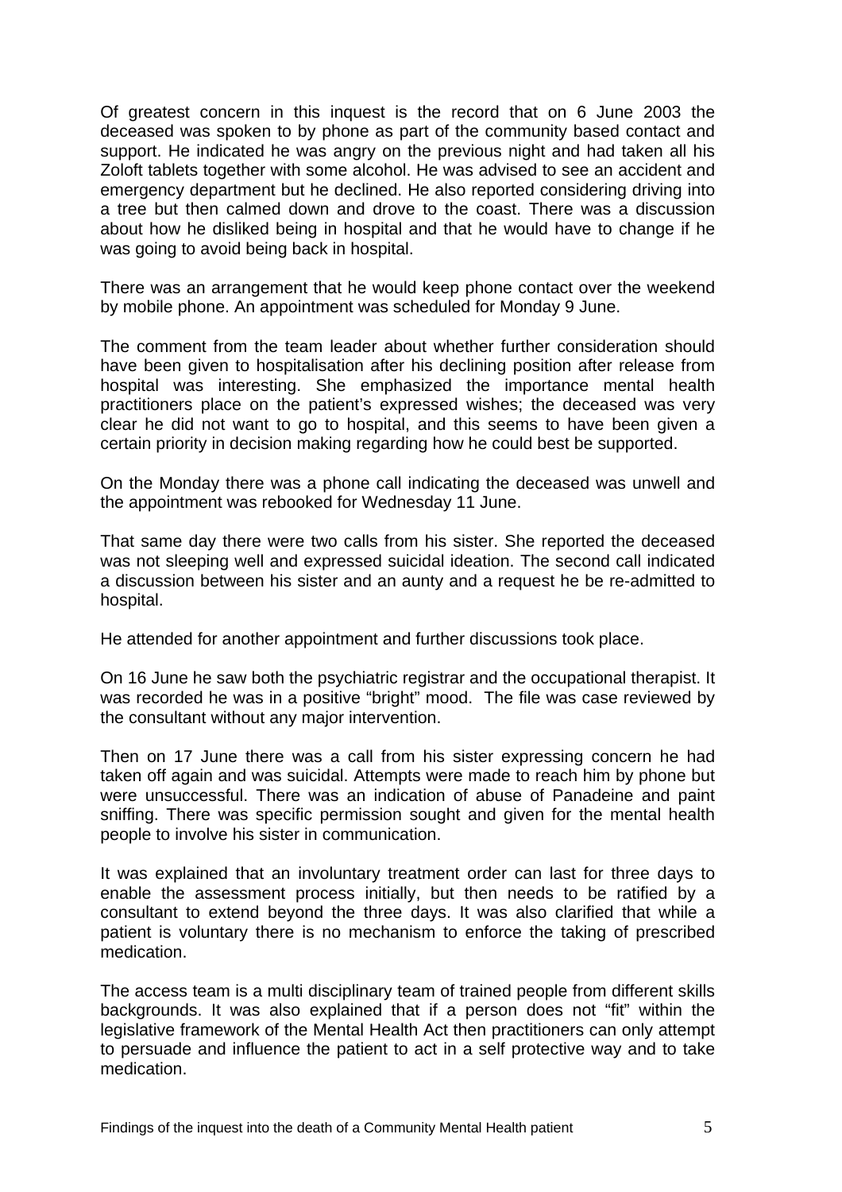Of greatest concern in this inquest is the record that on 6 June 2003 the deceased was spoken to by phone as part of the community based contact and support. He indicated he was angry on the previous night and had taken all his Zoloft tablets together with some alcohol. He was advised to see an accident and emergency department but he declined. He also reported considering driving into a tree but then calmed down and drove to the coast. There was a discussion about how he disliked being in hospital and that he would have to change if he was going to avoid being back in hospital.

There was an arrangement that he would keep phone contact over the weekend by mobile phone. An appointment was scheduled for Monday 9 June.

The comment from the team leader about whether further consideration should have been given to hospitalisation after his declining position after release from hospital was interesting. She emphasized the importance mental health practitioners place on the patient's expressed wishes; the deceased was very clear he did not want to go to hospital, and this seems to have been given a certain priority in decision making regarding how he could best be supported.

On the Monday there was a phone call indicating the deceased was unwell and the appointment was rebooked for Wednesday 11 June.

That same day there were two calls from his sister. She reported the deceased was not sleeping well and expressed suicidal ideation. The second call indicated a discussion between his sister and an aunty and a request he be re-admitted to hospital.

He attended for another appointment and further discussions took place.

On 16 June he saw both the psychiatric registrar and the occupational therapist. It was recorded he was in a positive "bright" mood. The file was case reviewed by the consultant without any major intervention.

Then on 17 June there was a call from his sister expressing concern he had taken off again and was suicidal. Attempts were made to reach him by phone but were unsuccessful. There was an indication of abuse of Panadeine and paint sniffing. There was specific permission sought and given for the mental health people to involve his sister in communication.

It was explained that an involuntary treatment order can last for three days to enable the assessment process initially, but then needs to be ratified by a consultant to extend beyond the three days. It was also clarified that while a patient is voluntary there is no mechanism to enforce the taking of prescribed medication.

The access team is a multi disciplinary team of trained people from different skills backgrounds. It was also explained that if a person does not "fit" within the legislative framework of the Mental Health Act then practitioners can only attempt to persuade and influence the patient to act in a self protective way and to take medication.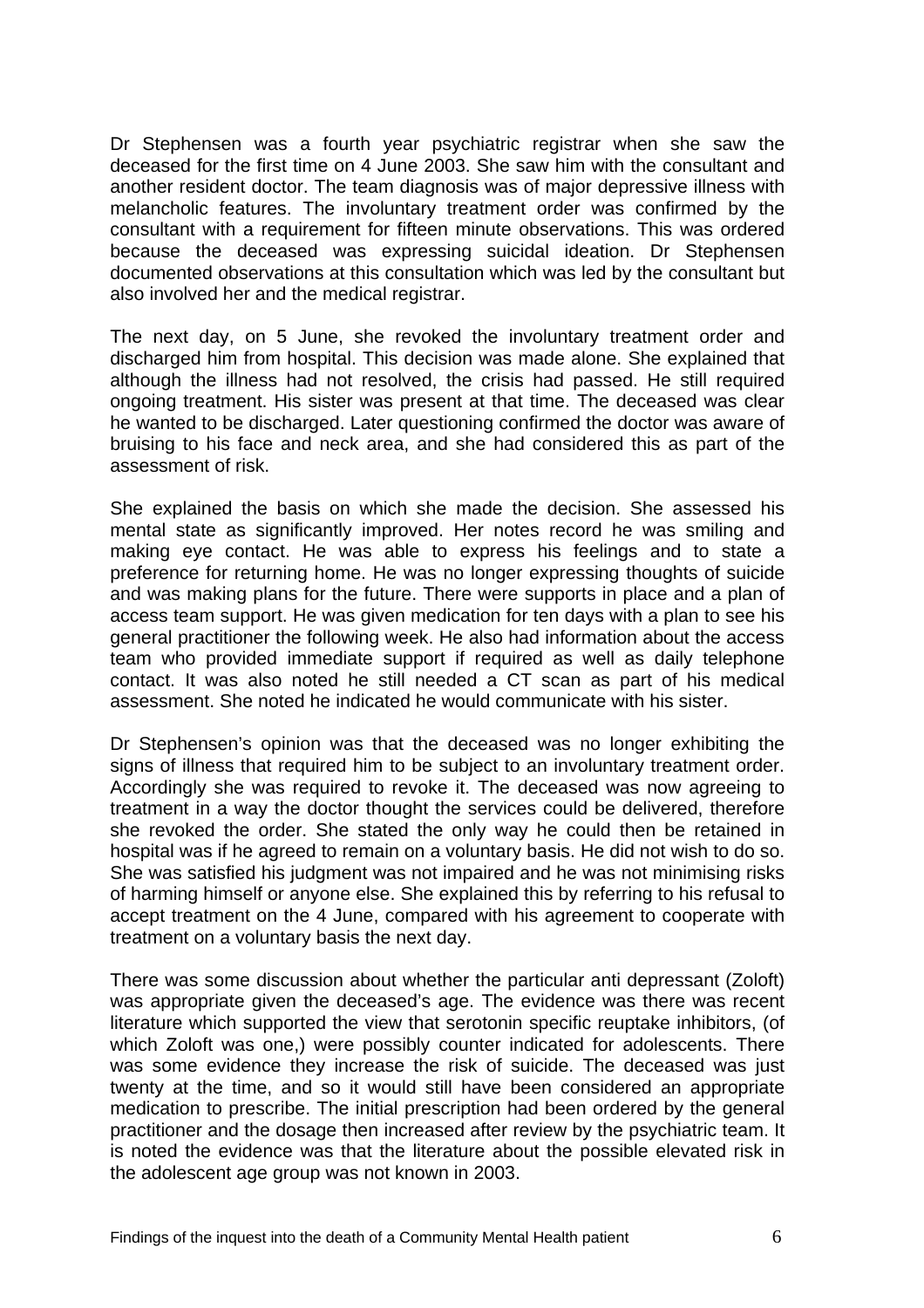Dr Stephensen was a fourth year psychiatric registrar when she saw the deceased for the first time on 4 June 2003. She saw him with the consultant and another resident doctor. The team diagnosis was of major depressive illness with melancholic features. The involuntary treatment order was confirmed by the consultant with a requirement for fifteen minute observations. This was ordered because the deceased was expressing suicidal ideation. Dr Stephensen documented observations at this consultation which was led by the consultant but also involved her and the medical registrar.

The next day, on 5 June, she revoked the involuntary treatment order and discharged him from hospital. This decision was made alone. She explained that although the illness had not resolved, the crisis had passed. He still required ongoing treatment. His sister was present at that time. The deceased was clear he wanted to be discharged. Later questioning confirmed the doctor was aware of bruising to his face and neck area, and she had considered this as part of the assessment of risk.

She explained the basis on which she made the decision. She assessed his mental state as significantly improved. Her notes record he was smiling and making eye contact. He was able to express his feelings and to state a preference for returning home. He was no longer expressing thoughts of suicide and was making plans for the future. There were supports in place and a plan of access team support. He was given medication for ten days with a plan to see his general practitioner the following week. He also had information about the access team who provided immediate support if required as well as daily telephone contact. It was also noted he still needed a CT scan as part of his medical assessment. She noted he indicated he would communicate with his sister.

Dr Stephensen's opinion was that the deceased was no longer exhibiting the signs of illness that required him to be subject to an involuntary treatment order. Accordingly she was required to revoke it. The deceased was now agreeing to treatment in a way the doctor thought the services could be delivered, therefore she revoked the order. She stated the only way he could then be retained in hospital was if he agreed to remain on a voluntary basis. He did not wish to do so. She was satisfied his judgment was not impaired and he was not minimising risks of harming himself or anyone else. She explained this by referring to his refusal to accept treatment on the 4 June, compared with his agreement to cooperate with treatment on a voluntary basis the next day.

There was some discussion about whether the particular anti depressant (Zoloft) was appropriate given the deceased's age. The evidence was there was recent literature which supported the view that serotonin specific reuptake inhibitors, (of which Zoloft was one,) were possibly counter indicated for adolescents. There was some evidence they increase the risk of suicide. The deceased was just twenty at the time, and so it would still have been considered an appropriate medication to prescribe. The initial prescription had been ordered by the general practitioner and the dosage then increased after review by the psychiatric team. It is noted the evidence was that the literature about the possible elevated risk in the adolescent age group was not known in 2003.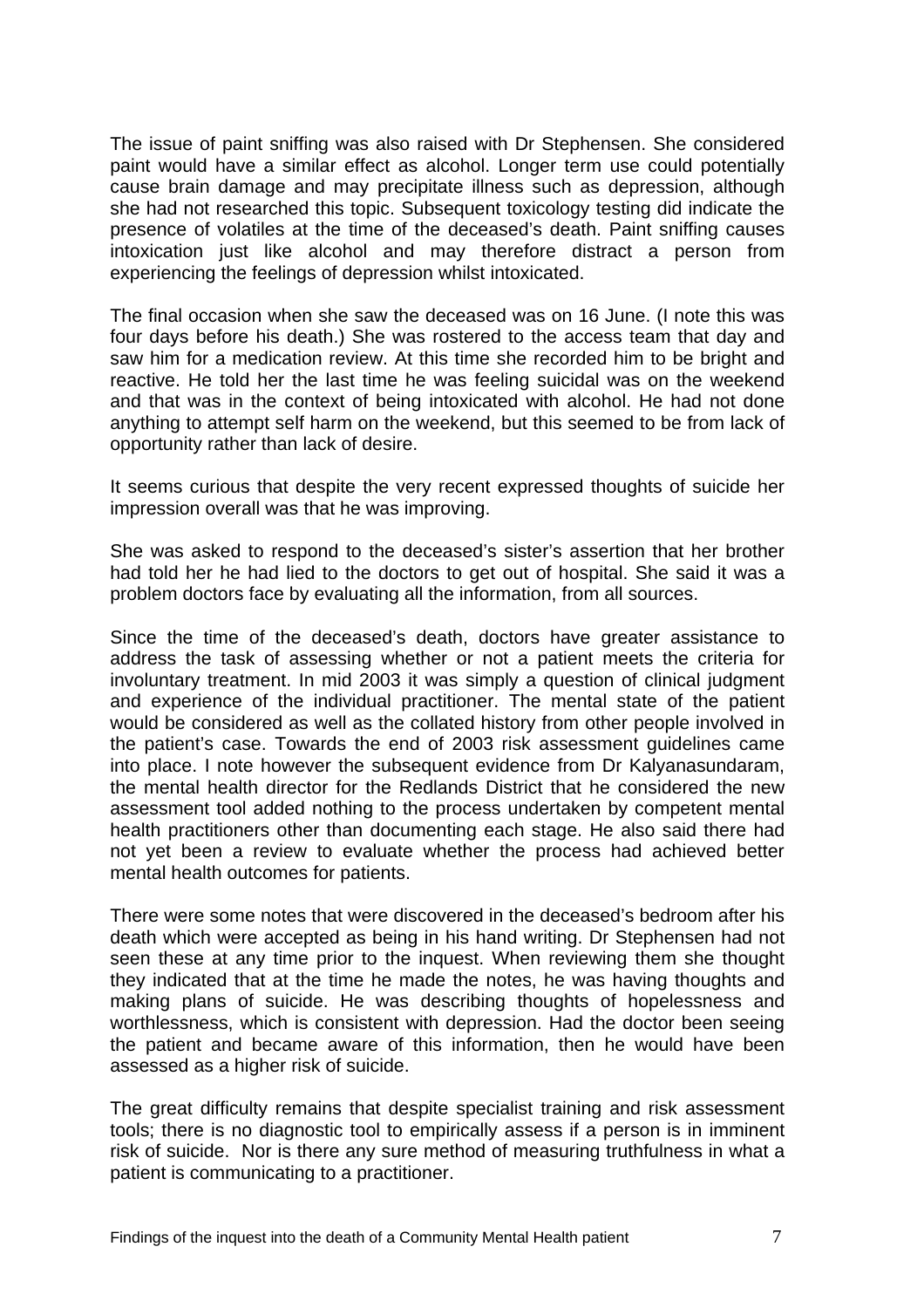The issue of paint sniffing was also raised with Dr Stephensen. She considered paint would have a similar effect as alcohol. Longer term use could potentially cause brain damage and may precipitate illness such as depression, although she had not researched this topic. Subsequent toxicology testing did indicate the presence of volatiles at the time of the deceased's death. Paint sniffing causes intoxication just like alcohol and may therefore distract a person from experiencing the feelings of depression whilst intoxicated.

The final occasion when she saw the deceased was on 16 June. (I note this was four days before his death.) She was rostered to the access team that day and saw him for a medication review. At this time she recorded him to be bright and reactive. He told her the last time he was feeling suicidal was on the weekend and that was in the context of being intoxicated with alcohol. He had not done anything to attempt self harm on the weekend, but this seemed to be from lack of opportunity rather than lack of desire.

It seems curious that despite the very recent expressed thoughts of suicide her impression overall was that he was improving.

She was asked to respond to the deceased's sister's assertion that her brother had told her he had lied to the doctors to get out of hospital. She said it was a problem doctors face by evaluating all the information, from all sources.

Since the time of the deceased's death, doctors have greater assistance to address the task of assessing whether or not a patient meets the criteria for involuntary treatment. In mid 2003 it was simply a question of clinical judgment and experience of the individual practitioner. The mental state of the patient would be considered as well as the collated history from other people involved in the patient's case. Towards the end of 2003 risk assessment guidelines came into place. I note however the subsequent evidence from Dr Kalyanasundaram, the mental health director for the Redlands District that he considered the new assessment tool added nothing to the process undertaken by competent mental health practitioners other than documenting each stage. He also said there had not yet been a review to evaluate whether the process had achieved better mental health outcomes for patients.

There were some notes that were discovered in the deceased's bedroom after his death which were accepted as being in his hand writing. Dr Stephensen had not seen these at any time prior to the inquest. When reviewing them she thought they indicated that at the time he made the notes, he was having thoughts and making plans of suicide. He was describing thoughts of hopelessness and worthlessness, which is consistent with depression. Had the doctor been seeing the patient and became aware of this information, then he would have been assessed as a higher risk of suicide.

The great difficulty remains that despite specialist training and risk assessment tools; there is no diagnostic tool to empirically assess if a person is in imminent risk of suicide. Nor is there any sure method of measuring truthfulness in what a patient is communicating to a practitioner.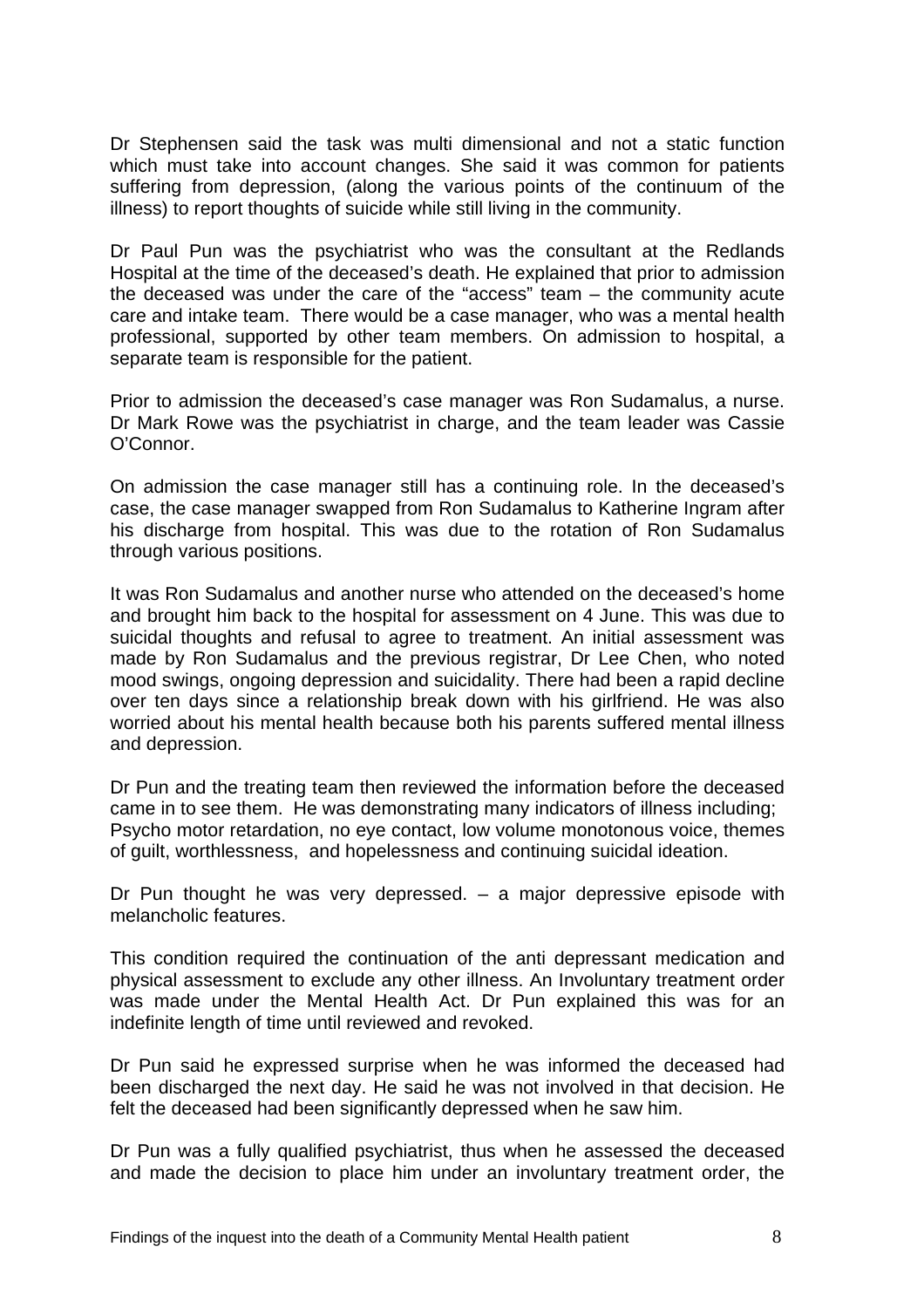Dr Stephensen said the task was multi dimensional and not a static function which must take into account changes. She said it was common for patients suffering from depression, (along the various points of the continuum of the illness) to report thoughts of suicide while still living in the community.

Dr Paul Pun was the psychiatrist who was the consultant at the Redlands Hospital at the time of the deceased's death. He explained that prior to admission the deceased was under the care of the "access" team – the community acute care and intake team. There would be a case manager, who was a mental health professional, supported by other team members. On admission to hospital, a separate team is responsible for the patient.

Prior to admission the deceased's case manager was Ron Sudamalus, a nurse. Dr Mark Rowe was the psychiatrist in charge, and the team leader was Cassie O'Connor.

On admission the case manager still has a continuing role. In the deceased's case, the case manager swapped from Ron Sudamalus to Katherine Ingram after his discharge from hospital. This was due to the rotation of Ron Sudamalus through various positions.

It was Ron Sudamalus and another nurse who attended on the deceased's home and brought him back to the hospital for assessment on 4 June. This was due to suicidal thoughts and refusal to agree to treatment. An initial assessment was made by Ron Sudamalus and the previous registrar, Dr Lee Chen, who noted mood swings, ongoing depression and suicidality. There had been a rapid decline over ten days since a relationship break down with his girlfriend. He was also worried about his mental health because both his parents suffered mental illness and depression.

Dr Pun and the treating team then reviewed the information before the deceased came in to see them. He was demonstrating many indicators of illness including; Psycho motor retardation, no eye contact, low volume monotonous voice, themes of guilt, worthlessness, and hopelessness and continuing suicidal ideation.

Dr Pun thought he was very depressed. – a major depressive episode with melancholic features.

This condition required the continuation of the anti depressant medication and physical assessment to exclude any other illness. An Involuntary treatment order was made under the Mental Health Act. Dr Pun explained this was for an indefinite length of time until reviewed and revoked.

Dr Pun said he expressed surprise when he was informed the deceased had been discharged the next day. He said he was not involved in that decision. He felt the deceased had been significantly depressed when he saw him.

Dr Pun was a fully qualified psychiatrist, thus when he assessed the deceased and made the decision to place him under an involuntary treatment order, the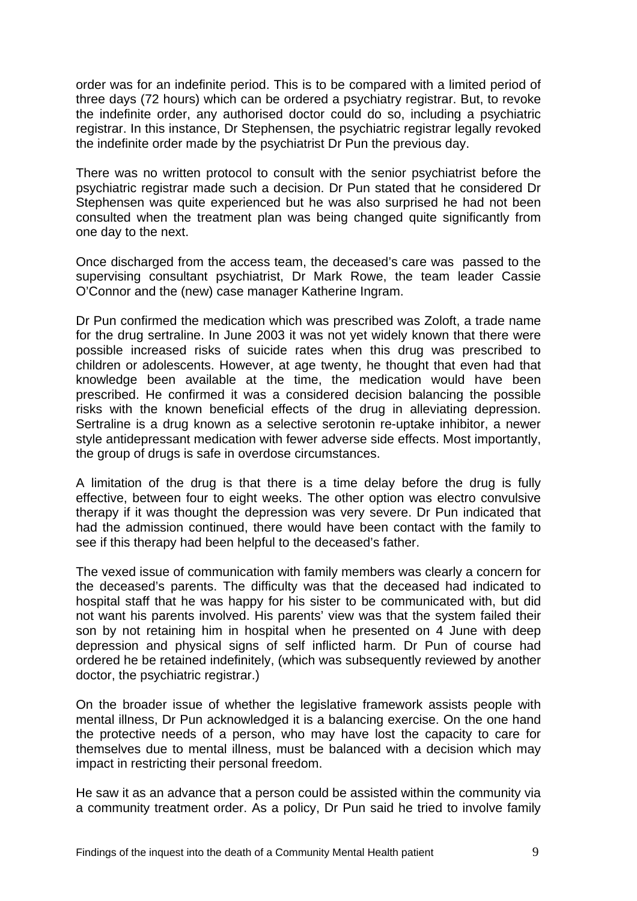order was for an indefinite period. This is to be compared with a limited period of three days (72 hours) which can be ordered a psychiatry registrar. But, to revoke the indefinite order, any authorised doctor could do so, including a psychiatric registrar. In this instance, Dr Stephensen, the psychiatric registrar legally revoked the indefinite order made by the psychiatrist Dr Pun the previous day.

There was no written protocol to consult with the senior psychiatrist before the psychiatric registrar made such a decision. Dr Pun stated that he considered Dr Stephensen was quite experienced but he was also surprised he had not been consulted when the treatment plan was being changed quite significantly from one day to the next.

Once discharged from the access team, the deceased's care was passed to the supervising consultant psychiatrist, Dr Mark Rowe, the team leader Cassie O'Connor and the (new) case manager Katherine Ingram.

Dr Pun confirmed the medication which was prescribed was Zoloft, a trade name for the drug sertraline. In June 2003 it was not yet widely known that there were possible increased risks of suicide rates when this drug was prescribed to children or adolescents. However, at age twenty, he thought that even had that knowledge been available at the time, the medication would have been prescribed. He confirmed it was a considered decision balancing the possible risks with the known beneficial effects of the drug in alleviating depression. Sertraline is a drug known as a selective serotonin re-uptake inhibitor, a newer style antidepressant medication with fewer adverse side effects. Most importantly, the group of drugs is safe in overdose circumstances.

A limitation of the drug is that there is a time delay before the drug is fully effective, between four to eight weeks. The other option was electro convulsive therapy if it was thought the depression was very severe. Dr Pun indicated that had the admission continued, there would have been contact with the family to see if this therapy had been helpful to the deceased's father.

The vexed issue of communication with family members was clearly a concern for the deceased's parents. The difficulty was that the deceased had indicated to hospital staff that he was happy for his sister to be communicated with, but did not want his parents involved. His parents' view was that the system failed their son by not retaining him in hospital when he presented on 4 June with deep depression and physical signs of self inflicted harm. Dr Pun of course had ordered he be retained indefinitely, (which was subsequently reviewed by another doctor, the psychiatric registrar.)

On the broader issue of whether the legislative framework assists people with mental illness, Dr Pun acknowledged it is a balancing exercise. On the one hand the protective needs of a person, who may have lost the capacity to care for themselves due to mental illness, must be balanced with a decision which may impact in restricting their personal freedom.

He saw it as an advance that a person could be assisted within the community via a community treatment order. As a policy, Dr Pun said he tried to involve family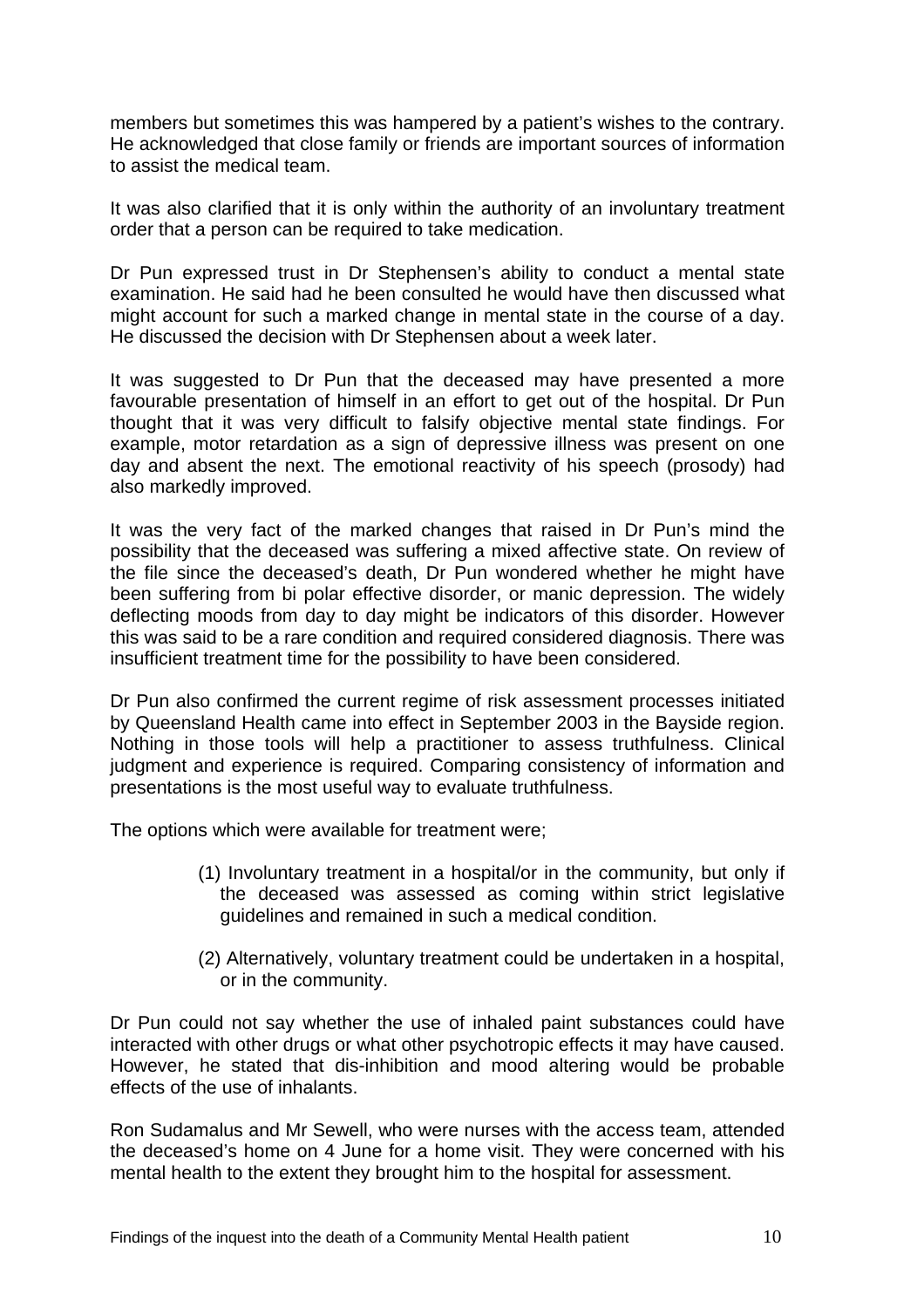members but sometimes this was hampered by a patient's wishes to the contrary. He acknowledged that close family or friends are important sources of information to assist the medical team.

It was also clarified that it is only within the authority of an involuntary treatment order that a person can be required to take medication.

Dr Pun expressed trust in Dr Stephensen's ability to conduct a mental state examination. He said had he been consulted he would have then discussed what might account for such a marked change in mental state in the course of a day. He discussed the decision with Dr Stephensen about a week later.

It was suggested to Dr Pun that the deceased may have presented a more favourable presentation of himself in an effort to get out of the hospital. Dr Pun thought that it was very difficult to falsify objective mental state findings. For example, motor retardation as a sign of depressive illness was present on one day and absent the next. The emotional reactivity of his speech (prosody) had also markedly improved.

It was the very fact of the marked changes that raised in Dr Pun's mind the possibility that the deceased was suffering a mixed affective state. On review of the file since the deceased's death, Dr Pun wondered whether he might have been suffering from bi polar effective disorder, or manic depression. The widely deflecting moods from day to day might be indicators of this disorder. However this was said to be a rare condition and required considered diagnosis. There was insufficient treatment time for the possibility to have been considered.

Dr Pun also confirmed the current regime of risk assessment processes initiated by Queensland Health came into effect in September 2003 in the Bayside region. Nothing in those tools will help a practitioner to assess truthfulness. Clinical judgment and experience is required. Comparing consistency of information and presentations is the most useful way to evaluate truthfulness.

The options which were available for treatment were;

(1) Involuntary treatment in a hospital/or in the community, but only if the deceased was assessed as coming within strict legislative guidelines and remained in such a medical condition.

(2) Alternatively, voluntary treatment could be undertaken in a hospital, or in the community.

Dr Pun could not say whether the use of inhaled paint substances could have interacted with other drugs or what other psychotropic effects it may have caused. However, he stated that dis-inhibition and mood altering would be probable effects of the use of inhalants.

Ron Sudamalus and Mr Sewell, who were nurses with the access team, attended the deceased's home on 4 June for a home visit. They were concerned with his mental health to the extent they brought him to the hospital for assessment.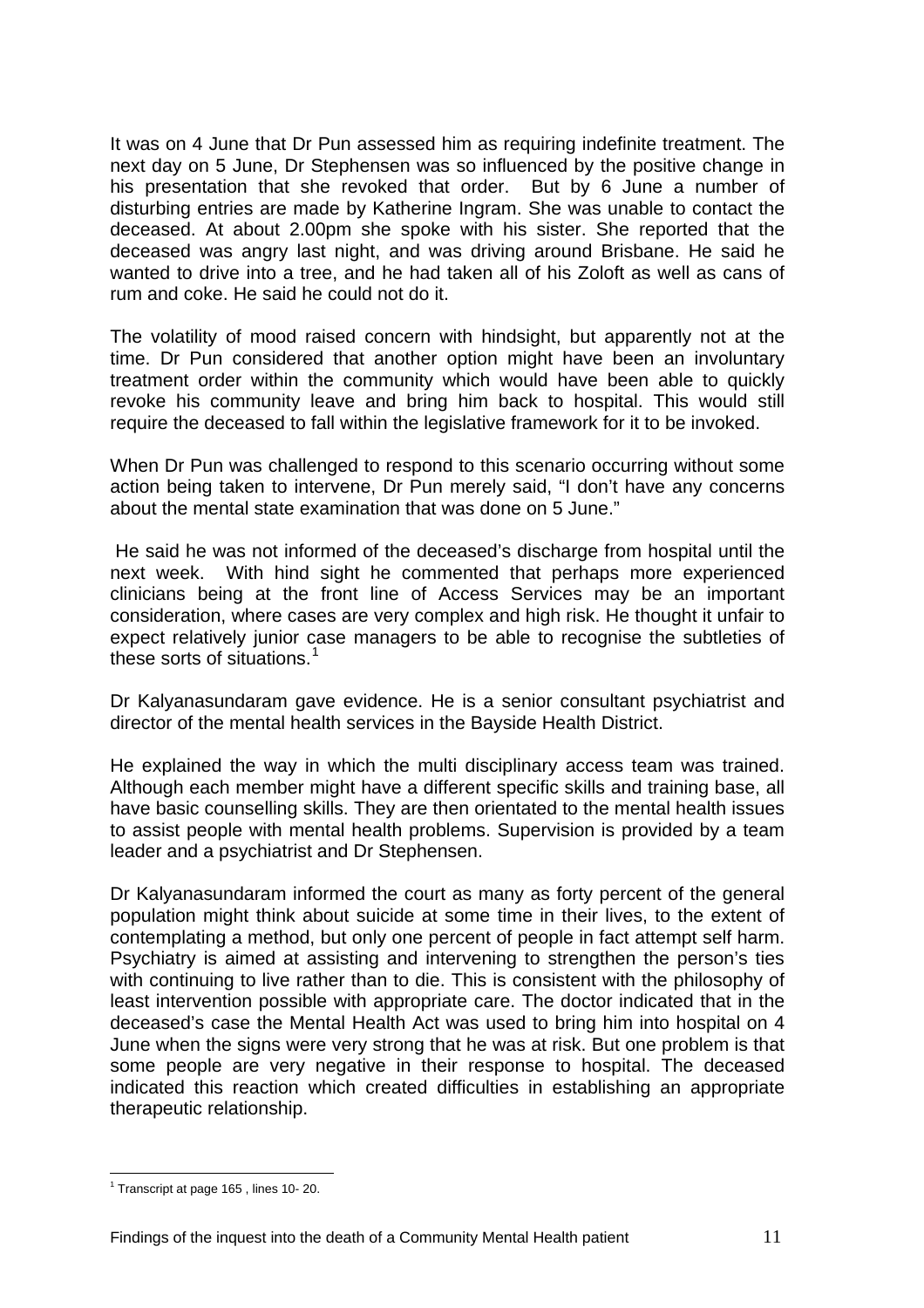It was on 4 June that Dr Pun assessed him as requiring indefinite treatment. The next day on 5 June, Dr Stephensen was so influenced by the positive change in his presentation that she revoked that order. But by 6 June a number of disturbing entries are made by Katherine Ingram. She was unable to contact the deceased. At about 2.00pm she spoke with his sister. She reported that the deceased was angry last night, and was driving around Brisbane. He said he wanted to drive into a tree, and he had taken all of his Zoloft as well as cans of rum and coke. He said he could not do it.

The volatility of mood raised concern with hindsight, but apparently not at the time. Dr Pun considered that another option might have been an involuntary treatment order within the community which would have been able to quickly revoke his community leave and bring him back to hospital. This would still require the deceased to fall within the legislative framework for it to be invoked.

When Dr Pun was challenged to respond to this scenario occurring without some action being taken to intervene, Dr Pun merely said, "I don't have any concerns about the mental state examination that was done on 5 June."

He said he was not informed of the deceased's discharge from hospital until the next week. With hind sight he commented that perhaps more experienced clinicians being at the front line of Access Services may be an important consideration, where cases are very complex and high risk. He thought it unfair to expect relatively junior case managers to be able to recognise the subtleties of these sorts of situations.[1]

Dr Kalyanasundaram gave evidence. He is a senior consultant psychiatrist and director of the mental health services in the Bayside Health District.

He explained the way in which the multi disciplinary access team was trained. Although each member might have a different specific skills and training base, all have basic counselling skills. They are then orientated to the mental health issues to assist people with mental health problems. Supervision is provided by a team leader and a psychiatrist and Dr Stephensen.

Dr Kalyanasundaram informed the court as many as forty percent of the general population might think about suicide at some time in their lives, to the extent of contemplating a method, but only one percent of people in fact attempt self harm. Psychiatry is aimed at assisting and intervening to strengthen the person's ties with continuing to live rather than to die. This is consistent with the philosophy of least intervention possible with appropriate care. The doctor indicated that in the deceased's case the Mental Health Act was used to bring him into hospital on 4 June when the signs were very strong that he was at risk. But one problem is that some people are very negative in their response to hospital. The deceased indicated this reaction which created difficulties in establishing an appropriate therapeutic relationship.

[1] Transcript at page 165 , lines 10- 20.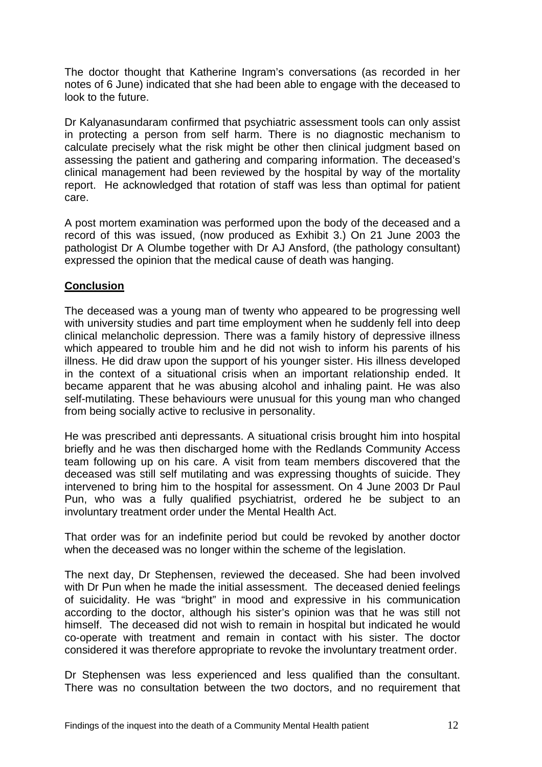The doctor thought that Katherine Ingram's conversations (as recorded in her notes of 6 June) indicated that she had been able to engage with the deceased to look to the future.

Dr Kalyanasundaram confirmed that psychiatric assessment tools can only assist in protecting a person from self harm. There is no diagnostic mechanism to calculate precisely what the risk might be other then clinical judgment based on assessing the patient and gathering and comparing information. The deceased's clinical management had been reviewed by the hospital by way of the mortality report. He acknowledged that rotation of staff was less than optimal for patient care.

A post mortem examination was performed upon the body of the deceased and a record of this was issued, (now produced as Exhibit 3.) On 21 June 2003 the pathologist Dr A Olumbe together with Dr AJ Ansford, (the pathology consultant) expressed the opinion that the medical cause of death was hanging.

## Conclusion

The deceased was a young man of twenty who appeared to be progressing well with university studies and part time employment when he suddenly fell into deep clinical melancholic depression. There was a family history of depressive illness which appeared to trouble him and he did not wish to inform his parents of his illness. He did draw upon the support of his younger sister. His illness developed in the context of a situational crisis when an important relationship ended. It became apparent that he was abusing alcohol and inhaling paint. He was also self-mutilating. These behaviours were unusual for this young man who changed from being socially active to reclusive in personality.

He was prescribed anti depressants. A situational crisis brought him into hospital briefly and he was then discharged home with the Redlands Community Access team following up on his care. A visit from team members discovered that the deceased was still self mutilating and was expressing thoughts of suicide. They intervened to bring him to the hospital for assessment. On 4 June 2003 Dr Paul Pun, who was a fully qualified psychiatrist, ordered he be subject to an involuntary treatment order under the Mental Health Act.

That order was for an indefinite period but could be revoked by another doctor when the deceased was no longer within the scheme of the legislation.

The next day, Dr Stephensen, reviewed the deceased. She had been involved with Dr Pun when he made the initial assessment. The deceased denied feelings of suicidality. He was "bright" in mood and expressive in his communication according to the doctor, although his sister's opinion was that he was still not himself. The deceased did not wish to remain in hospital but indicated he would co-operate with treatment and remain in contact with his sister. The doctor considered it was therefore appropriate to revoke the involuntary treatment order.

Dr Stephensen was less experienced and less qualified than the consultant. There was no consultation between the two doctors, and no requirement that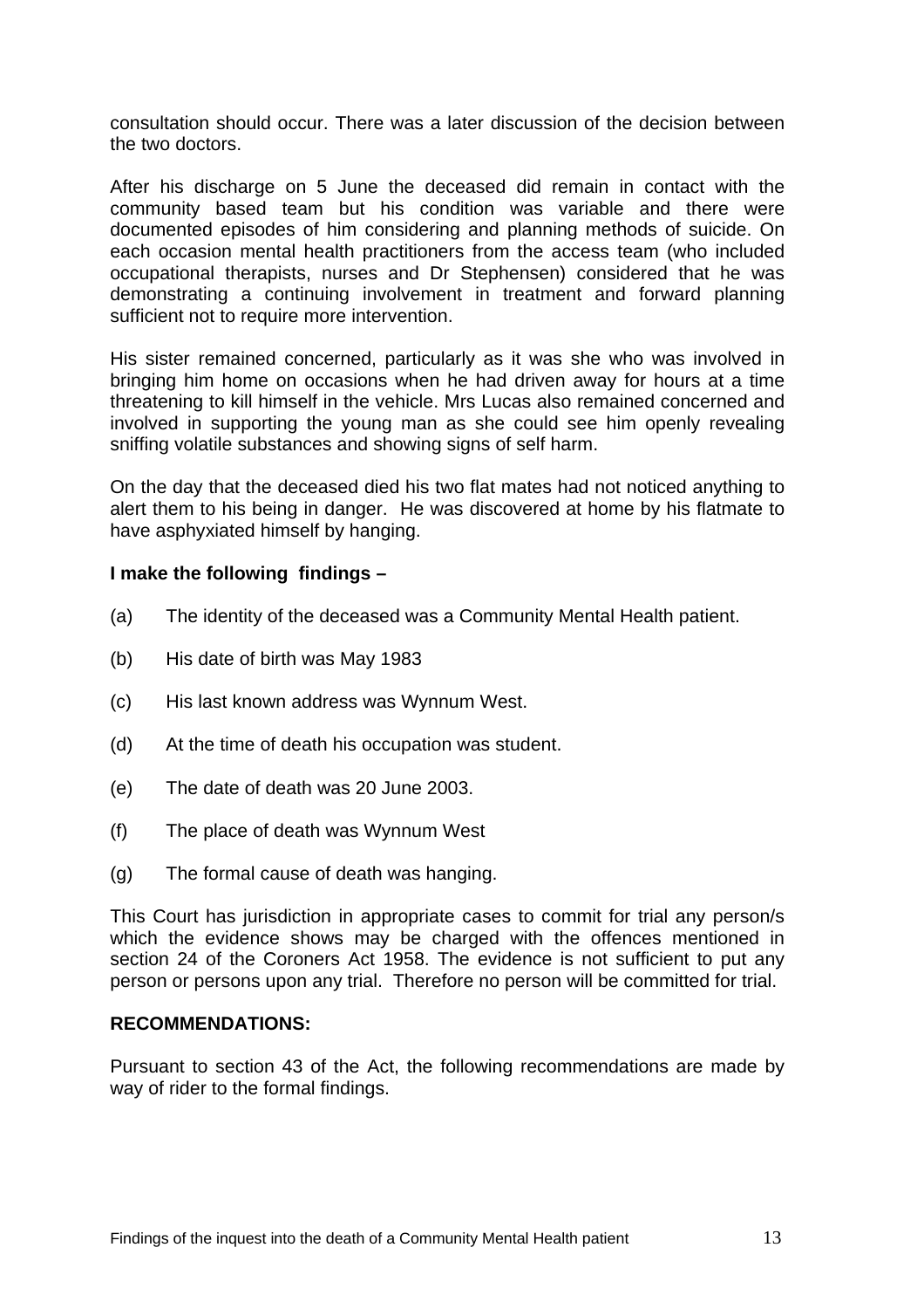consultation should occur. There was a later discussion of the decision between the two doctors.

After his discharge on 5 June the deceased did remain in contact with the community based team but his condition was variable and there were documented episodes of him considering and planning methods of suicide. On each occasion mental health practitioners from the access team (who included occupational therapists, nurses and Dr Stephensen) considered that he was demonstrating a continuing involvement in treatment and forward planning sufficient not to require more intervention.

His sister remained concerned, particularly as it was she who was involved in bringing him home on occasions when he had driven away for hours at a time threatening to kill himself in the vehicle. Mrs Lucas also remained concerned and involved in supporting the young man as she could see him openly revealing sniffing volatile substances and showing signs of self harm.

On the day that the deceased died his two flat mates had not noticed anything to alert them to his being in danger. He was discovered at home by his flatmate to have asphyxiated himself by hanging.

**I make the following findings –**

(a) The identity of the deceased was a Community Mental Health patient.

(b) His date of birth was May 1983

(c) His last known address was Wynnum West.

(d) At the time of death his occupation was student.

(e) The date of death was 20 June 2003.

(f) The place of death was Wynnum West

(g) The formal cause of death was hanging.

This Court has jurisdiction in appropriate cases to commit for trial any person/s which the evidence shows may be charged with the offences mentioned in section 24 of the Coroners Act 1958. The evidence is not sufficient to put any person or persons upon any trial. Therefore no person will be committed for trial.

**RECOMMENDATIONS:**

Pursuant to section 43 of the Act, the following recommendations are made by way of rider to the formal findings.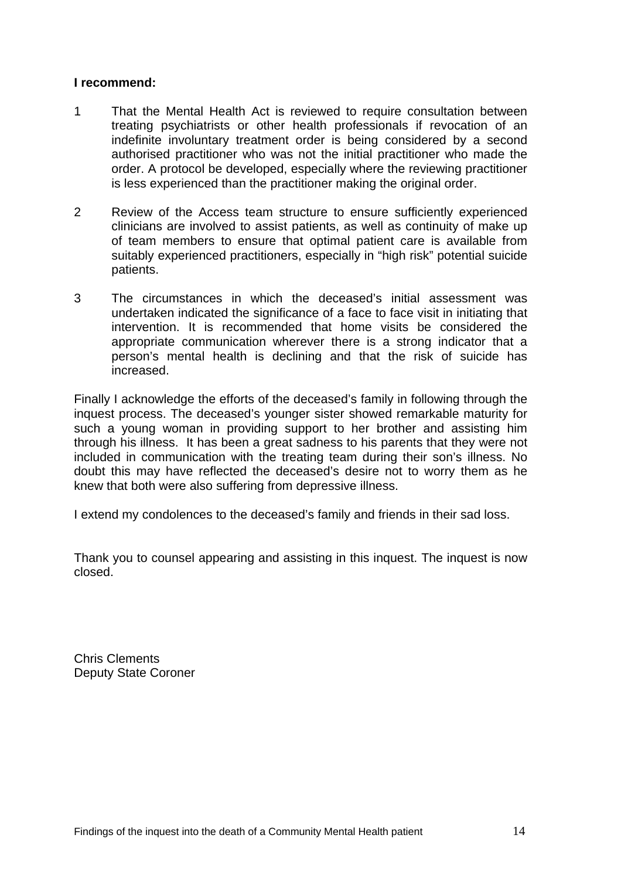**I recommend:**

1. That the Mental Health Act is reviewed to require consultation between treating psychiatrists or other health professionals if revocation of an indefinite involuntary treatment order is being considered by a second authorised practitioner who was not the initial practitioner who made the order. A protocol be developed, especially where the reviewing practitioner is less experienced than the practitioner making the original order.

2. Review of the Access team structure to ensure sufficiently experienced clinicians are involved to assist patients, as well as continuity of make up of team members to ensure that optimal patient care is available from suitably experienced practitioners, especially in "high risk" potential suicide patients.

3. The circumstances in which the deceased's initial assessment was undertaken indicated the significance of a face to face visit in initiating that intervention. It is recommended that home visits be considered the appropriate communication wherever there is a strong indicator that a person's mental health is declining and that the risk of suicide has increased.

Finally I acknowledge the efforts of the deceased's family in following through the inquest process. The deceased's younger sister showed remarkable maturity for such a young woman in providing support to her brother and assisting him through his illness. It has been a great sadness to his parents that they were not included in communication with the treating team during their son's illness. No doubt this may have reflected the deceased's desire not to worry them as he knew that both were also suffering from depressive illness.

I extend my condolences to the deceased's family and friends in their sad loss.

Thank you to counsel appearing and assisting in this inquest. The inquest is now closed.

Chris Clements
Deputy State Coroner